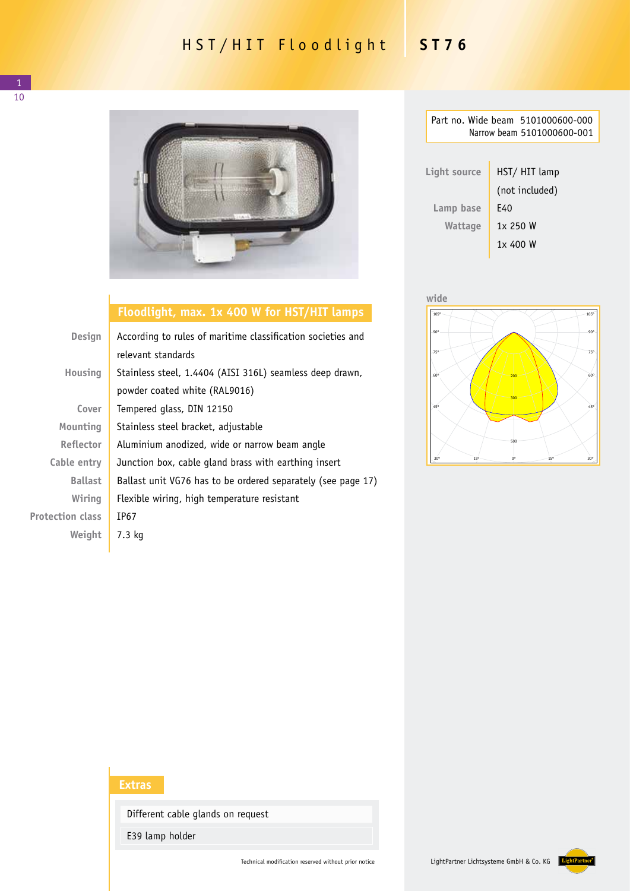# HST/HIT Floodlight ST76

Part no. Wide beam 5101000600-000
Narrow beam 5101000600-001

| | |
|---|---|
| Light source | HST/ HIT lamp (not included) |
| Lamp base | E40 |
| Wattage | 1x 250 W<br>1x 400 W |

wide

## Floodlight, max. 1x 400 W for HST/HIT lamps

| | |
|---|---|
| Design | According to rules of maritime classification societies and relevant standards |
| Housing | Stainless steel, 1.4404 (AISI 316L) seamless deep drawn, powder coated white (RAL9016) |
| Cover | Tempered glass, DIN 12150 |
| Mounting | Stainless steel bracket, adjustable |
| Reflector | Aluminium anodized, wide or narrow beam angle |
| Cable entry | Junction box, cable gland brass with earthing insert |
| Ballast | Ballast unit VG76 has to be ordered separately (see page 17) |
| Wiring | Flexible wiring, high temperature resistant |
| Protection class | IP67 |
| Weight | 7.3 kg |

## Extras

- Different cable glands on request
- E39 lamp holder

Technical modification reserved without prior notice

LightPartner Lichtsysteme GmbH & Co. KG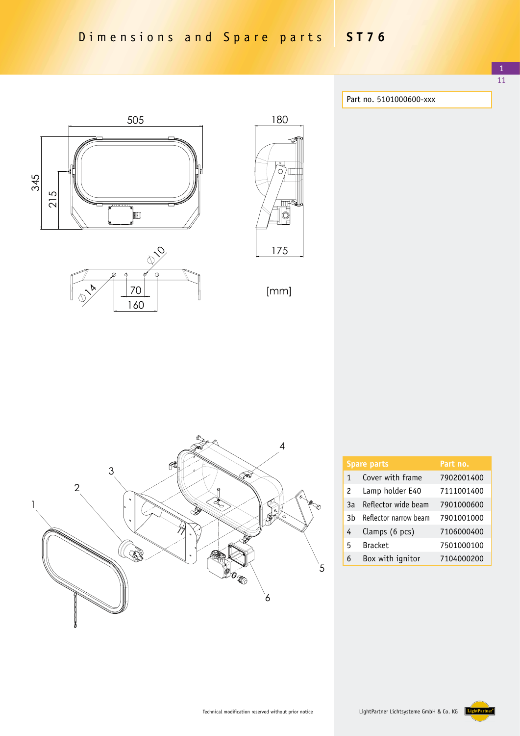# Dimensions and Spare parts ST76

Part no. 5101000600-xxx

505

180

345

215

⌀10

⌀14

70

160

175

[mm]

| Spare parts | | Part no. |
|---|---|---|
| 1 | Cover with frame | 7902001400 |
| 2 | Lamp holder E40 | 7111001400 |
| 3a | Reflector wide beam | 7901000600 |
| 3b | Reflector narrow beam | 7901001000 |
| 4 | Clamps (6 pcs) | 7106000400 |
| 5 | Bracket | 7501000100 |
| 6 | Box with ignitor | 7104000200 |

Technical modification reserved without prior notice

LightPartner Lichtsysteme GmbH & Co. KG